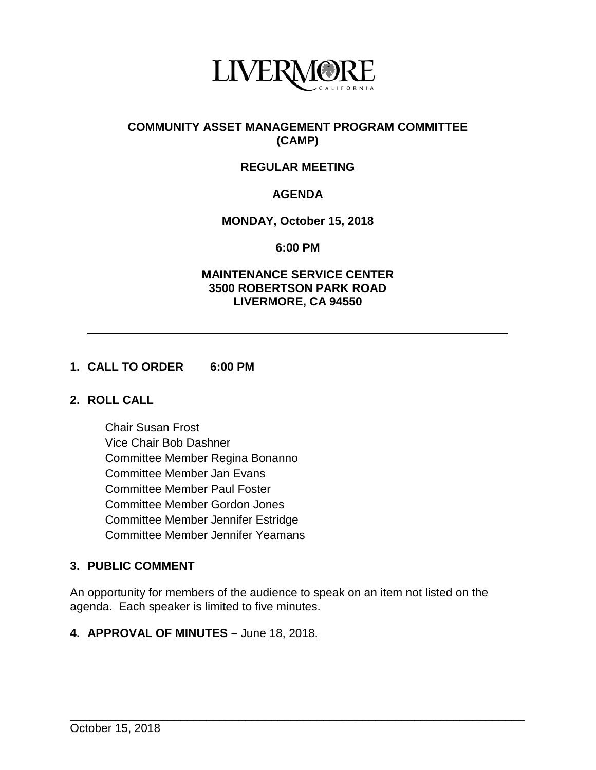LIVERMORE
CALIFORNIA

# COMMUNITY ASSET MANAGEMENT PROGRAM COMMITTEE (CAMP)

## REGULAR MEETING

## AGENDA

**MONDAY, October 15, 2018**

**6:00 PM**

**MAINTENANCE SERVICE CENTER**
**3500 ROBERTSON PARK ROAD**
**LIVERMORE, CA 94550**

---

**1. CALL TO ORDER 6:00 PM**

**2. ROLL CALL**

Chair Susan Frost
Vice Chair Bob Dashner
Committee Member Regina Bonanno
Committee Member Jan Evans
Committee Member Paul Foster
Committee Member Gordon Jones
Committee Member Jennifer Estridge
Committee Member Jennifer Yeamans

**3. PUBLIC COMMENT**

An opportunity for members of the audience to speak on an item not listed on the agenda. Each speaker is limited to five minutes.

**4. APPROVAL OF MINUTES –** June 18, 2018.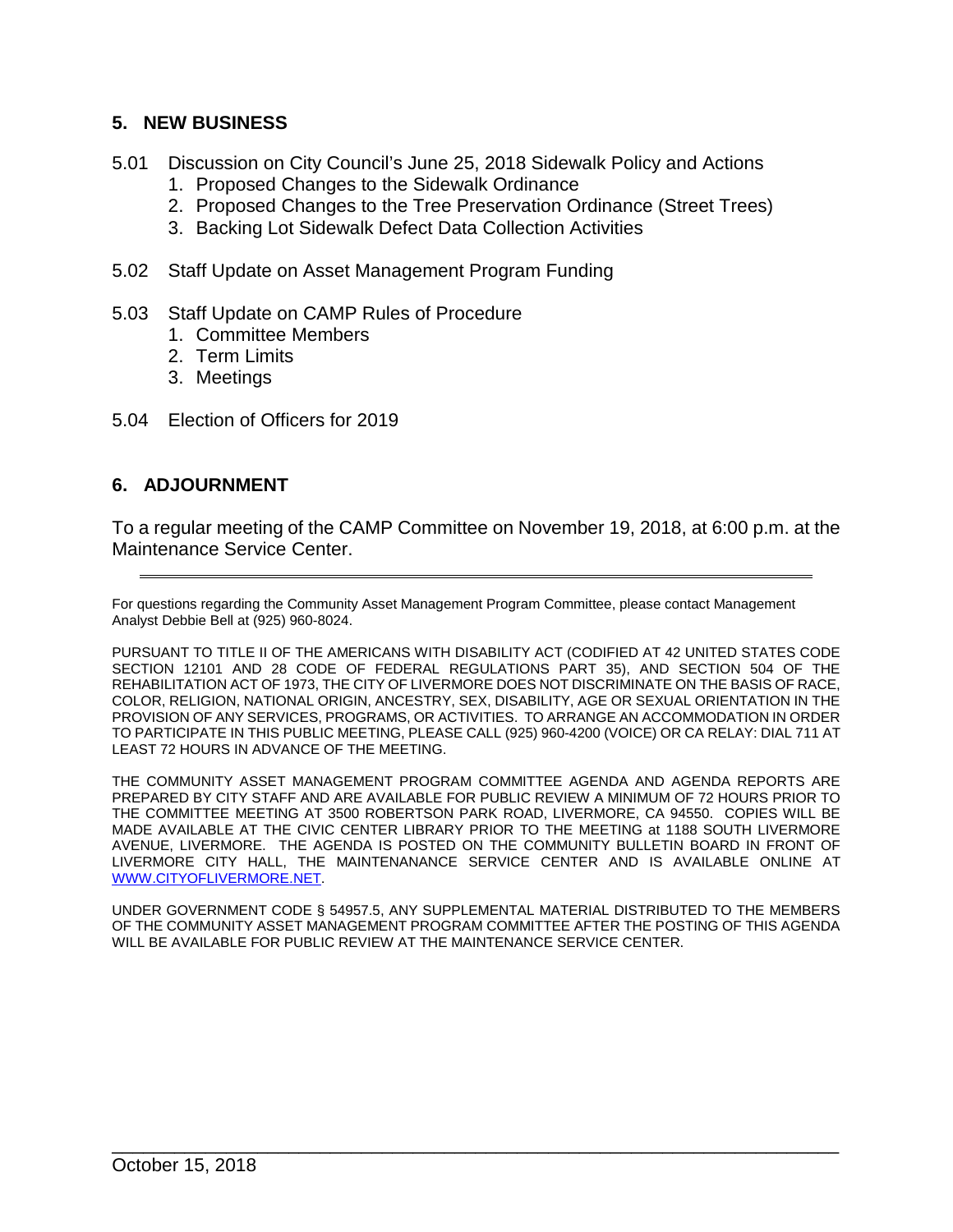## 5. NEW BUSINESS

5.01 Discussion on City Council's June 25, 2018 Sidewalk Policy and Actions
1. Proposed Changes to the Sidewalk Ordinance
2. Proposed Changes to the Tree Preservation Ordinance (Street Trees)
3. Backing Lot Sidewalk Defect Data Collection Activities

5.02 Staff Update on Asset Management Program Funding

5.03 Staff Update on CAMP Rules of Procedure
1. Committee Members
2. Term Limits
3. Meetings

5.04 Election of Officers for 2019

## 6. ADJOURNMENT

To a regular meeting of the CAMP Committee on November 19, 2018, at 6:00 p.m. at the Maintenance Service Center.

---

For questions regarding the Community Asset Management Program Committee, please contact Management Analyst Debbie Bell at (925) 960-8024.

PURSUANT TO TITLE II OF THE AMERICANS WITH DISABILITY ACT (CODIFIED AT 42 UNITED STATES CODE SECTION 12101 AND 28 CODE OF FEDERAL REGULATIONS PART 35), AND SECTION 504 OF THE REHABILITATION ACT OF 1973, THE CITY OF LIVERMORE DOES NOT DISCRIMINATE ON THE BASIS OF RACE, COLOR, RELIGION, NATIONAL ORIGIN, ANCESTRY, SEX, DISABILITY, AGE OR SEXUAL ORIENTATION IN THE PROVISION OF ANY SERVICES, PROGRAMS, OR ACTIVITIES. TO ARRANGE AN ACCOMMODATION IN ORDER TO PARTICIPATE IN THIS PUBLIC MEETING, PLEASE CALL (925) 960-4200 (VOICE) OR CA RELAY: DIAL 711 AT LEAST 72 HOURS IN ADVANCE OF THE MEETING.

THE COMMUNITY ASSET MANAGEMENT PROGRAM COMMITTEE AGENDA AND AGENDA REPORTS ARE PREPARED BY CITY STAFF AND ARE AVAILABLE FOR PUBLIC REVIEW A MINIMUM OF 72 HOURS PRIOR TO THE COMMITTEE MEETING AT 3500 ROBERTSON PARK ROAD, LIVERMORE, CA 94550. COPIES WILL BE MADE AVAILABLE AT THE CIVIC CENTER LIBRARY PRIOR TO THE MEETING at 1188 SOUTH LIVERMORE AVENUE, LIVERMORE. THE AGENDA IS POSTED ON THE COMMUNITY BULLETIN BOARD IN FRONT OF LIVERMORE CITY HALL, THE MAINTENANANCE SERVICE CENTER AND IS AVAILABLE ONLINE AT WWW.CITYOFLIVERMORE.NET.

UNDER GOVERNMENT CODE § 54957.5, ANY SUPPLEMENTAL MATERIAL DISTRIBUTED TO THE MEMBERS OF THE COMMUNITY ASSET MANAGEMENT PROGRAM COMMITTEE AFTER THE POSTING OF THIS AGENDA WILL BE AVAILABLE FOR PUBLIC REVIEW AT THE MAINTENANCE SERVICE CENTER.